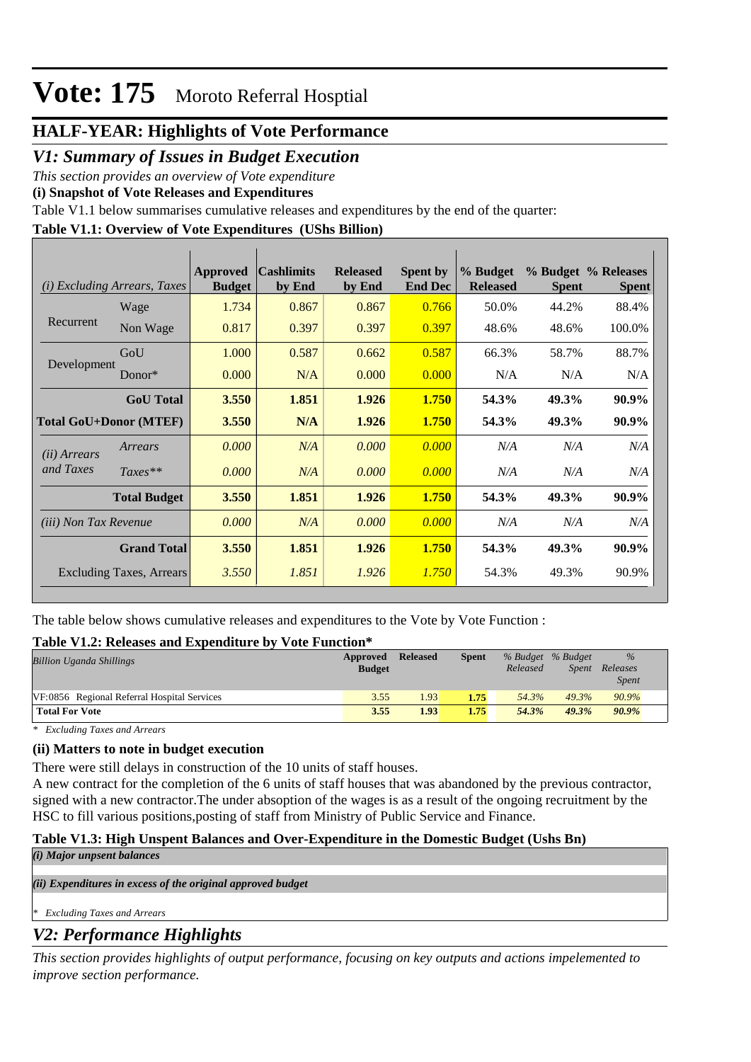# Vote: 175 Moroto Referral Hosptial

## HALF-YEAR: Highlights of Vote Performance

## *V1: Summary of Issues in Budget Execution*

*This section provides an overview of Vote expenditure*

**(i) Snapshot of Vote Releases and Expenditures**

Table V1.1 below summarises cumulative releases and expenditures by the end of the quarter:

**Table V1.1: Overview of Vote Expenditures (UShs Billion)**

| *(i) Excluding Arrears, Taxes* | | Approved Budget | Cashlimits by End | Released by End | Spent by End Dec | % Budget Released | % Budget Spent | % Releases Spent |
|---|---|---|---|---|---|---|---|---|
| Recurrent | Wage | 1.734 | 0.867 | 0.867 | 0.766 | 50.0% | 44.2% | 88.4% |
| | Non Wage | 0.817 | 0.397 | 0.397 | 0.397 | 48.6% | 48.6% | 100.0% |
| Development | GoU | 1.000 | 0.587 | 0.662 | 0.587 | 66.3% | 58.7% | 88.7% |
| | Donor* | 0.000 | N/A | 0.000 | 0.000 | N/A | N/A | N/A |
| | **GoU Total** | **3.550** | **1.851** | **1.926** | **1.750** | **54.3%** | **49.3%** | **90.9%** |
| **Total GoU+Donor (MTEF)** | | **3.550** | **N/A** | **1.926** | **1.750** | **54.3%** | **49.3%** | **90.9%** |
| *(ii) Arrears and Taxes* | *Arrears* | *0.000* | *N/A* | *0.000* | *0.000* | *N/A* | *N/A* | *N/A* |
| | *Taxes*** | *0.000* | *N/A* | *0.000* | *0.000* | *N/A* | *N/A* | *N/A* |
| | **Total Budget** | **3.550** | **1.851** | **1.926** | **1.750** | **54.3%** | **49.3%** | **90.9%** |
| *(iii) Non Tax Revenue* | | *0.000* | *N/A* | *0.000* | *0.000* | *N/A* | *N/A* | *N/A* |
| | **Grand Total** | **3.550** | **1.851** | **1.926** | **1.750** | **54.3%** | **49.3%** | **90.9%** |
| | Excluding Taxes, Arrears | *3.550* | *1.851* | *1.926* | *1.750* | 54.3% | 49.3% | 90.9% |

The table below shows cumulative releases and expenditures to the Vote by Vote Function :

**Table V1.2: Releases and Expenditure by Vote Function***

| *Billion Uganda Shillings* | Approved Budget | Released | Spent | *% Budget Released* | *% Budget Spent* | *% Releases Spent* |
|---|---|---|---|---|---|---|
| VF:0856 Regional Referral Hospital Services | 3.55 | 1.93 | 1.75 | 54.3% | 49.3% | 90.9% |
| **Total For Vote** | **3.55** | **1.93** | **1.75** | ***54.3%*** | ***49.3%*** | ***90.9%*** |

*\* Excluding Taxes and Arrears*

**(ii) Matters to note in budget execution**

There were still delays in construction of the 10 units of staff houses.

A new contract for the completion of the 6 units of staff houses that was abandoned by the previous contractor, signed with a new contractor.The under absoption of the wages is as a result of the ongoing recruitment by the HSC to fill various positions,posting of staff from Ministry of Public Service and Finance.

**Table V1.3: High Unspent Balances and Over-Expenditure in the Domestic Budget (Ushs Bn)**

***(i) Major unpsent balances***

***(ii) Expenditures in excess of the original approved budget***

*\* Excluding Taxes and Arrears*

## *V2: Performance Highlights*

*This section provides highlights of output performance, focusing on key outputs and actions impelemented to improve section performance.*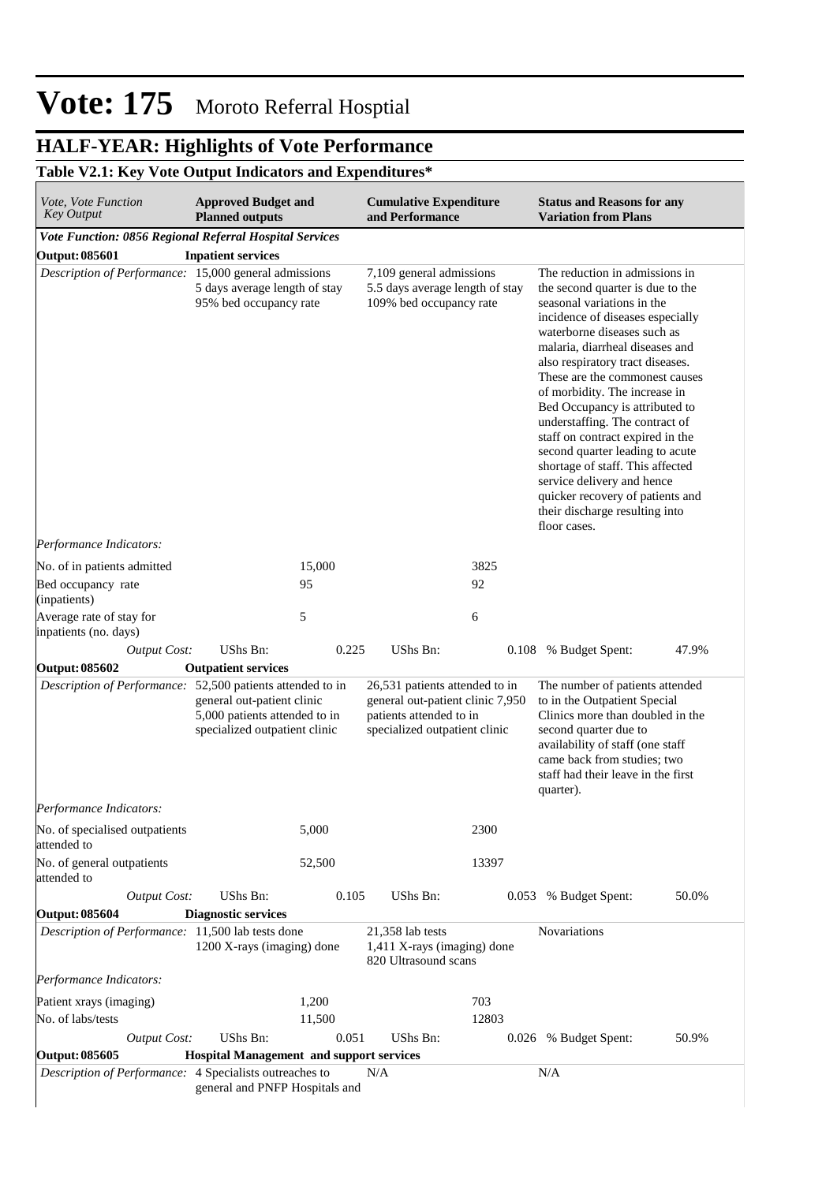# Vote: 175 Moroto Referral Hosptial

## HALF-YEAR: Highlights of Vote Performance

### Table V2.1: Key Vote Output Indicators and Expenditures*

| *Vote, Vote Function Key Output* | **Approved Budget and Planned outputs** | | **Cumulative Expenditure and Performance** | | **Status and Reasons for any Variation from Plans** | |
|---|---|---|---|---|---|---|
| ***Vote Function: 0856 Regional Referral Hospital Services*** | | | | | | |
| **Output: 085601** | **Inpatient services** | | | | | |
| *Description of Performance:* | 15,000 general admissions<br>5 days average length of stay<br>95% bed occupancy rate | | 7,109 general admissions<br>5.5 days average length of stay<br>109% bed occupancy rate | | The reduction in admissions in the second quarter is due to the seasonal variations in the incidence of diseases especially waterborne diseases such as malaria, diarrheal diseases and also respiratory tract diseases. These are the commonest causes of morbidity. The increase in Bed Occupancy is attributed to understaffing. The contract of staff on contract expired in the second quarter leading to acute shortage of staff. This affected service delivery and hence quicker recovery of patients and their discharge resulting into floor cases. | |
| *Performance Indicators:* | | | | | | |
| No. of in patients admitted | | 15,000 | | 3825 | | |
| Bed occupancy rate (inpatients) | | 95 | | 92 | | |
| Average rate of stay for inpatients (no. days) | | 5 | | 6 | | |
| *Output Cost:* | UShs Bn: | 0.225 | UShs Bn: | 0.108 | % Budget Spent: | 47.9% |
| **Output: 085602** | **Outpatient services** | | | | | |
| *Description of Performance:* | 52,500 patients attended to in general out-patient clinic<br>5,000 patients attended to in specialized outpatient clinic | | 26,531 patients attended to in general out-patient clinic 7,950 patients attended to in specialized outpatient clinic | | The number of patients attended to in the Outpatient Special Clinics more than doubled in the second quarter due to availability of staff (one staff came back from studies; two staff had their leave in the first quarter). | |
| *Performance Indicators:* | | | | | | |
| No. of specialised outpatients attended to | | 5,000 | | 2300 | | |
| No. of general outpatients attended to | | 52,500 | | 13397 | | |
| *Output Cost:* | UShs Bn: | 0.105 | UShs Bn: | 0.053 | % Budget Spent: | 50.0% |
| **Output: 085604** | **Diagnostic services** | | | | | |
| *Description of Performance:* | 11,500 lab tests done<br>1200 X-rays (imaging) done | | 21,358 lab tests<br>1,411 X-rays (imaging) done<br>820 Ultrasound scans | | Novariations | |
| *Performance Indicators:* | | | | | | |
| Patient xrays (imaging) | | 1,200 | | 703 | | |
| No. of labs/tests | | 11,500 | | 12803 | | |
| *Output Cost:* | UShs Bn: | 0.051 | UShs Bn: | 0.026 | % Budget Spent: | 50.9% |
| **Output: 085605** | **Hospital Management and support services** | | | | | |
| *Description of Performance:* | 4 Specialists outreaches to general and PNFP Hospitals and | | N/A | | N/A | |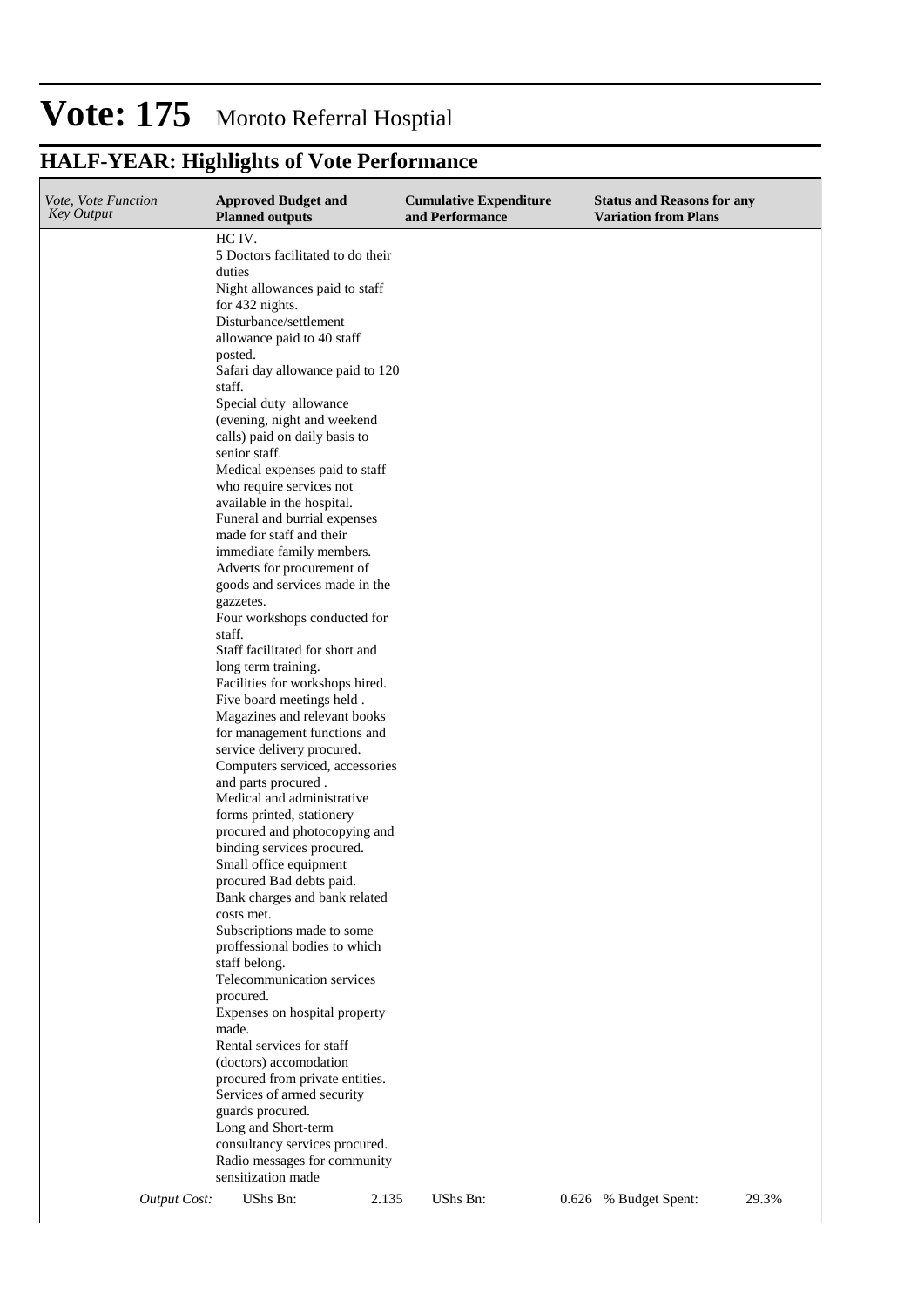# Vote: 175 Moroto Referral Hosptial

## HALF-YEAR: Highlights of Vote Performance

| *Vote, Vote Function Key Output* | **Approved Budget and Planned outputs** | **Cumulative Expenditure and Performance** | **Status and Reasons for any Variation from Plans** |
|---|---|---|---|
| | HC IV.<br>5 Doctors facilitated to do their duties<br>Night allowances paid to staff for 432 nights.<br>Disturbance/settlement allowance paid to 40 staff posted.<br>Safari day allowance paid to 120 staff.<br>Special duty allowance (evening, night and weekend calls) paid on daily basis to senior staff.<br>Medical expenses paid to staff who require services not available in the hospital.<br>Funeral and burrial expenses made for staff and their immediate family members.<br>Adverts for procurement of goods and services made in the gazzetes.<br>Four workshops conducted for staff.<br>Staff facilitated for short and long term training.<br>Facilities for workshops hired.<br>Five board meetings held .<br>Magazines and relevant books for management functions and service delivery procured.<br>Computers serviced, accessories and parts procured .<br>Medical and administrative forms printed, stationery procured and photocopying and binding services procured.<br>Small office equipment procured Bad debts paid.<br>Bank charges and bank related costs met.<br>Subscriptions made to some proffessional bodies to which staff belong.<br>Telecommunication services procured.<br>Expenses on hospital property made.<br>Rental services for staff (doctors) accomodation procured from private entities.<br>Services of armed security guards procured.<br>Long and Short-term consultancy services procured.<br>Radio messages for community sensitization made | | |
| *Output Cost:* | UShs Bn: 2.135 | UShs Bn: 0.626 | % Budget Spent: 29.3% |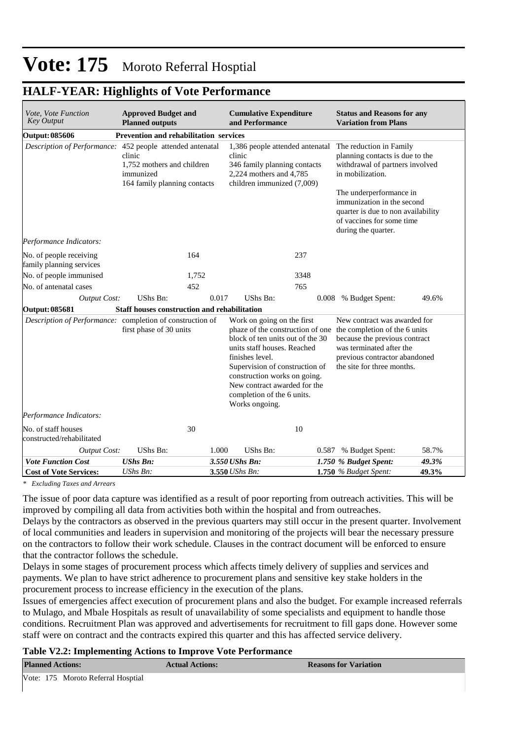# Vote: 175 Moroto Referral Hosptial

## HALF-YEAR: Highlights of Vote Performance

| *Vote, Vote Function Key Output* | **Approved Budget and Planned outputs** | | **Cumulative Expenditure and Performance** | | **Status and Reasons for any Variation from Plans** | |
|---|---|---|---|---|---|---|
| **Output: 085606** | **Prevention and rehabilitation services** | | | | | |
| *Description of Performance:* | 452 people attended antenatal clinic<br>1,752 mothers and children immunized<br>164 family planning contacts | | 1,386 people attended antenatal clinic<br>346 family planning contacts<br>2,224 mothers and 4,785 children immunized (7,009) | | The reduction in Family planning contacts is due to the withdrawal of partners involved in mobilization.<br><br>The underperformance in immunization in the second quarter is due to non availability of vaccines for some time during the quarter. | |
| *Performance Indicators:* | | | | | | |
| No. of people receiving family planning services | | 164 | | 237 | | |
| No. of people immunised | | 1,752 | | 3348 | | |
| No. of antenatal cases | | 452 | | 765 | | |
| *Output Cost:* | UShs Bn: | 0.017 | UShs Bn: | 0.008 | % Budget Spent: | 49.6% |
| **Output: 085681** | **Staff houses construction and rehabilitation** | | | | | |
| *Description of Performance:* | completion of construction of first phase of 30 units | | Work on going on the first phaze of the construction of one block of ten units out of the 30 units staff houses. Reached finishes level.<br>Supervision of construction of construction works on going.<br>New contract awarded for the completion of the 6 units. Works ongoing. | | New contract was awarded for the completion of the 6 units because the previous contract was terminated after the previous contractor abandoned the site for three months. | |
| *Performance Indicators:* | | | | | | |
| No. of staff houses constructed/rehabilitated | | 30 | | 10 | | |
| *Output Cost:* | UShs Bn: | 1.000 | UShs Bn: | 0.587 | % Budget Spent: | 58.7% |
| ***Vote Function Cost*** | ***UShs Bn:*** | ***3.550*** | ***UShs Bn:*** | ***1.750*** | ***% Budget Spent:*** | ***49.3%*** |
| **Cost of Vote Services:** | *UShs Bn:* | **3.550** | *UShs Bn:* | **1.750** | *% Budget Spent:* | **49.3%** |

*\* Excluding Taxes and Arrears*

The issue of poor data capture was identified as a result of poor reporting from outreach activities. This will be improved by compiling all data from activities both within the hospital and from outreaches.

Delays by the contractors as observed in the previous quarters may still occur in the present quarter. Involvement of local communities and leaders in supervision and monitoring of the projects will bear the necessary pressure on the contractors to follow their work schedule. Clauses in the contract document will be enforced to ensure that the contractor follows the schedule.

Delays in some stages of procurement process which affects timely delivery of supplies and services and payments. We plan to have strict adherence to procurement plans and sensitive key stake holders in the procurement process to increase efficiency in the execution of the plans.

Issues of emergencies affect execution of procurement plans and also the budget. For example increased referrals to Mulago, and Mbale Hospitals as result of unavailability of some specialists and equipment to handle those conditions. Recruitment Plan was approved and advertisements for recruitment to fill gaps done. However some staff were on contract and the contracts expired this quarter and this has affected service delivery.

**Table V2.2: Implementing Actions to Improve Vote Performance**

| **Planned Actions:** | **Actual Actions:** | **Reasons for Variation** |
|---|---|---|
| Vote: 175 Moroto Referral Hosptial | | |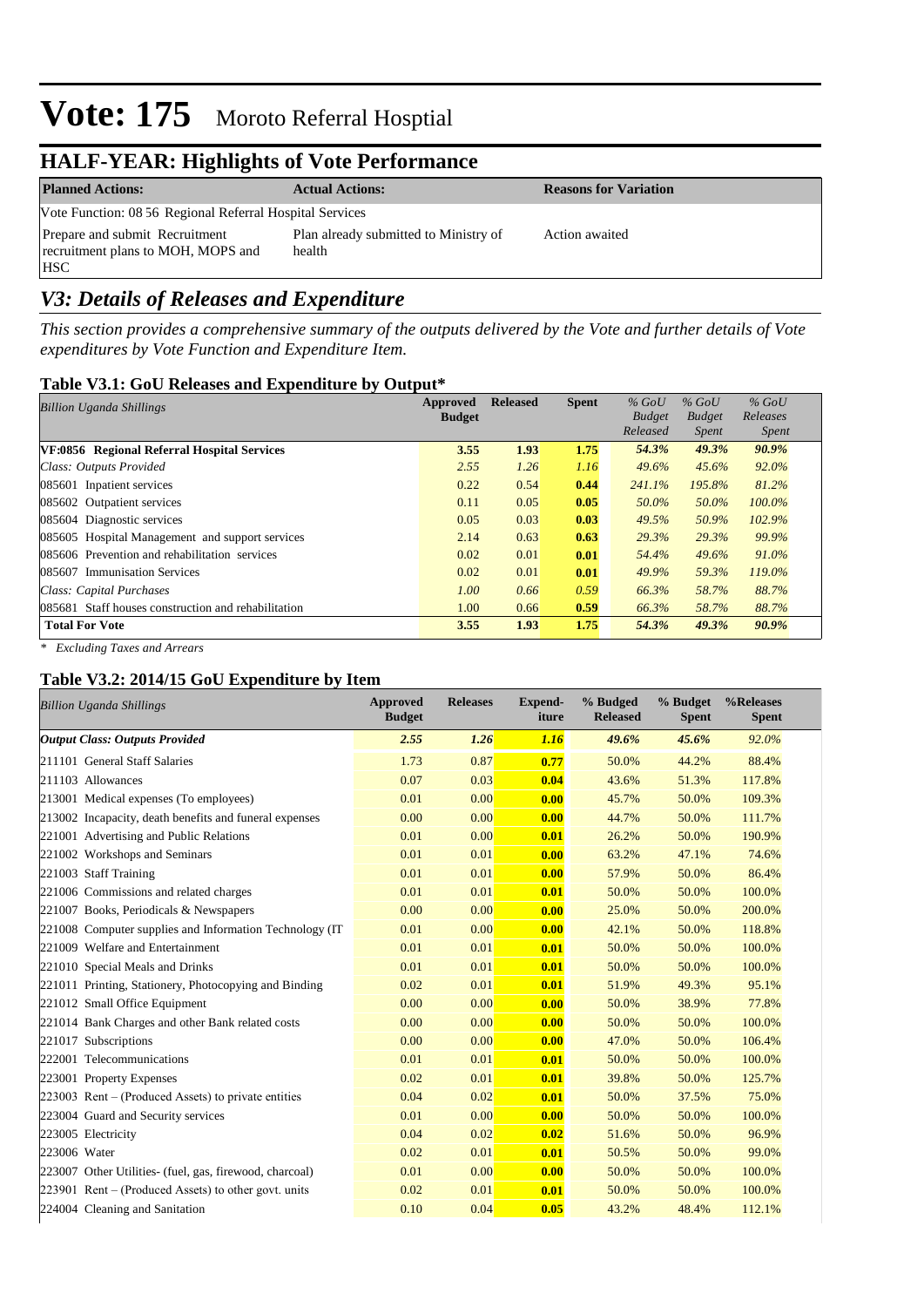# Vote: 175 Moroto Referral Hosptial

## HALF-YEAR: Highlights of Vote Performance

| Planned Actions: | Actual Actions: | Reasons for Variation |
|---|---|---|
| Vote Function: 08 56 Regional Referral Hospital Services | | |
| Prepare and submit Recruitment recruitment plans to MOH, MOPS and HSC | Plan already submitted to Ministry of health | Action awaited |

## *V3: Details of Releases and Expenditure*

*This section provides a comprehensive summary of the outputs delivered by the Vote and further details of Vote expenditures by Vote Function and Expenditure Item.*

### Table V3.1: GoU Releases and Expenditure by Output*

| *Billion Uganda Shillings* | Approved Budget | Released | Spent | *% GoU Budget Released* | *% GoU Budget Spent* | *% GoU Releases Spent* |
|---|---|---|---|---|---|---|
| **VF:0856 Regional Referral Hospital Services** | **3.55** | **1.93** | **1.75** | ***54.3%*** | ***49.3%*** | ***90.9%*** |
| *Class: Outputs Provided* | *2.55* | *1.26* | *1.16* | *49.6%* | *45.6%* | *92.0%* |
| 085601 Inpatient services | 0.22 | 0.54 | **0.44** | *241.1%* | *195.8%* | *81.2%* |
| 085602 Outpatient services | 0.11 | 0.05 | **0.05** | *50.0%* | *50.0%* | *100.0%* |
| 085604 Diagnostic services | 0.05 | 0.03 | **0.03** | *49.5%* | *50.9%* | *102.9%* |
| 085605 Hospital Management and support services | 2.14 | 0.63 | **0.63** | *29.3%* | *29.3%* | *99.9%* |
| 085606 Prevention and rehabilitation services | 0.02 | 0.01 | **0.01** | *54.4%* | *49.6%* | *91.0%* |
| 085607 Immunisation Services | 0.02 | 0.01 | **0.01** | *49.9%* | *59.3%* | *119.0%* |
| *Class: Capital Purchases* | *1.00* | *0.66* | *0.59* | *66.3%* | *58.7%* | *88.7%* |
| 085681 Staff houses construction and rehabilitation | 1.00 | 0.66 | **0.59** | *66.3%* | *58.7%* | *88.7%* |
| **Total For Vote** | **3.55** | **1.93** | **1.75** | ***54.3%*** | ***49.3%*** | ***90.9%*** |

*\* Excluding Taxes and Arrears*

### Table V3.2: 2014/15 GoU Expenditure by Item

| *Billion Uganda Shillings* | Approved Budget | Releases | Expend-iture | % Budged Released | % Budget Spent | %Releases Spent |
|---|---|---|---|---|---|---|
| ***Output Class: Outputs Provided*** | ***2.55*** | ***1.26*** | ***1.16*** | ***49.6%*** | ***45.6%*** | *92.0%* |
| 211101 General Staff Salaries | 1.73 | 0.87 | **0.77** | 50.0% | 44.2% | 88.4% |
| 211103 Allowances | 0.07 | 0.03 | **0.04** | 43.6% | 51.3% | 117.8% |
| 213001 Medical expenses (To employees) | 0.01 | 0.00 | **0.00** | 45.7% | 50.0% | 109.3% |
| 213002 Incapacity, death benefits and funeral expenses | 0.00 | 0.00 | **0.00** | 44.7% | 50.0% | 111.7% |
| 221001 Advertising and Public Relations | 0.01 | 0.00 | **0.01** | 26.2% | 50.0% | 190.9% |
| 221002 Workshops and Seminars | 0.01 | 0.01 | **0.00** | 63.2% | 47.1% | 74.6% |
| 221003 Staff Training | 0.01 | 0.01 | **0.00** | 57.9% | 50.0% | 86.4% |
| 221006 Commissions and related charges | 0.01 | 0.01 | **0.01** | 50.0% | 50.0% | 100.0% |
| 221007 Books, Periodicals & Newspapers | 0.00 | 0.00 | **0.00** | 25.0% | 50.0% | 200.0% |
| 221008 Computer supplies and Information Technology (IT | 0.01 | 0.00 | **0.00** | 42.1% | 50.0% | 118.8% |
| 221009 Welfare and Entertainment | 0.01 | 0.01 | **0.01** | 50.0% | 50.0% | 100.0% |
| 221010 Special Meals and Drinks | 0.01 | 0.01 | **0.01** | 50.0% | 50.0% | 100.0% |
| 221011 Printing, Stationery, Photocopying and Binding | 0.02 | 0.01 | **0.01** | 51.9% | 49.3% | 95.1% |
| 221012 Small Office Equipment | 0.00 | 0.00 | **0.00** | 50.0% | 38.9% | 77.8% |
| 221014 Bank Charges and other Bank related costs | 0.00 | 0.00 | **0.00** | 50.0% | 50.0% | 100.0% |
| 221017 Subscriptions | 0.00 | 0.00 | **0.00** | 47.0% | 50.0% | 106.4% |
| 222001 Telecommunications | 0.01 | 0.01 | **0.01** | 50.0% | 50.0% | 100.0% |
| 223001 Property Expenses | 0.02 | 0.01 | **0.01** | 39.8% | 50.0% | 125.7% |
| 223003 Rent – (Produced Assets) to private entities | 0.04 | 0.02 | **0.01** | 50.0% | 37.5% | 75.0% |
| 223004 Guard and Security services | 0.01 | 0.00 | **0.00** | 50.0% | 50.0% | 100.0% |
| 223005 Electricity | 0.04 | 0.02 | **0.02** | 51.6% | 50.0% | 96.9% |
| 223006 Water | 0.02 | 0.01 | **0.01** | 50.5% | 50.0% | 99.0% |
| 223007 Other Utilities- (fuel, gas, firewood, charcoal) | 0.01 | 0.00 | **0.00** | 50.0% | 50.0% | 100.0% |
| 223901 Rent – (Produced Assets) to other govt. units | 0.02 | 0.01 | **0.01** | 50.0% | 50.0% | 100.0% |
| 224004 Cleaning and Sanitation | 0.10 | 0.04 | **0.05** | 43.2% | 48.4% | 112.1% |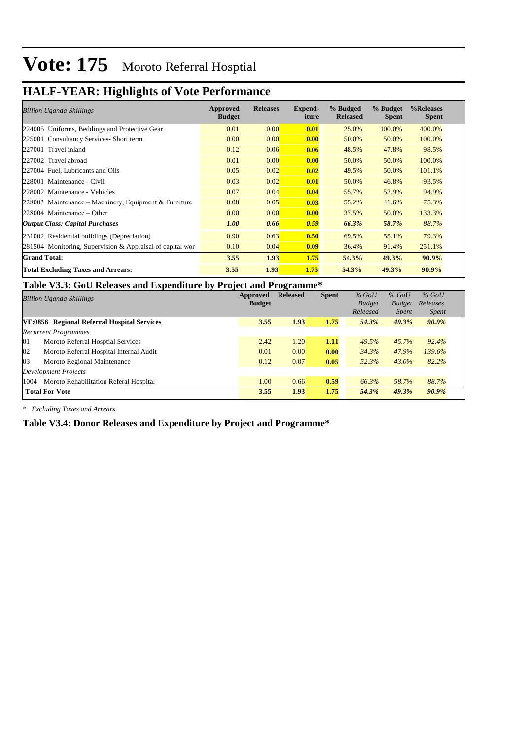# Vote: 175 Moroto Referral Hosptial

## HALF-YEAR: Highlights of Vote Performance

| *Billion Uganda Shillings* | Approved Budget | Releases | Expend-iture | % Budged Released | % Budget Spent | %Releases Spent |
|---|---|---|---|---|---|---|
| 224005 Uniforms, Beddings and Protective Gear | 0.01 | 0.00 | **0.01** | 25.0% | 100.0% | 400.0% |
| 225001 Consultancy Services- Short term | 0.00 | 0.00 | **0.00** | 50.0% | 50.0% | 100.0% |
| 227001 Travel inland | 0.12 | 0.06 | **0.06** | 48.5% | 47.8% | 98.5% |
| 227002 Travel abroad | 0.01 | 0.00 | **0.00** | 50.0% | 50.0% | 100.0% |
| 227004 Fuel, Lubricants and Oils | 0.05 | 0.02 | **0.02** | 49.5% | 50.0% | 101.1% |
| 228001 Maintenance - Civil | 0.03 | 0.02 | **0.01** | 50.0% | 46.8% | 93.5% |
| 228002 Maintenance - Vehicles | 0.07 | 0.04 | **0.04** | 55.7% | 52.9% | 94.9% |
| 228003 Maintenance – Machinery, Equipment & Furniture | 0.08 | 0.05 | **0.03** | 55.2% | 41.6% | 75.3% |
| 228004 Maintenance – Other | 0.00 | 0.00 | **0.00** | 37.5% | 50.0% | 133.3% |
| ***Output Class: Capital Purchases*** | ***1.00*** | ***0.66*** | ***0.59*** | ***66.3%*** | ***58.7%*** | *88.7%* |
| 231002 Residential buildings (Depreciation) | 0.90 | 0.63 | **0.50** | 69.5% | 55.1% | 79.3% |
| 281504 Monitoring, Supervision & Appraisal of capital wor | 0.10 | 0.04 | **0.09** | 36.4% | 91.4% | 251.1% |
| **Grand Total:** | **3.55** | **1.93** | **1.75** | **54.3%** | **49.3%** | **90.9%** |
| **Total Excluding Taxes and Arrears:** | **3.55** | **1.93** | **1.75** | **54.3%** | **49.3%** | **90.9%** |

### Table V3.3: GoU Releases and Expenditure by Project and Programme*

| *Billion Uganda Shillings* | Approved Budget | Released | Spent | *% GoU Budget Released* | *% GoU Budget Spent* | *% GoU Releases Spent* |
|---|---|---|---|---|---|---|
| **VF:0856 Regional Referral Hospital Services** | **3.55** | **1.93** | **1.75** | ***54.3%*** | ***49.3%*** | ***90.9%*** |
| *Recurrent Programmes* | | | | | | |
| 01 Moroto Referral Hosptial Services | 2.42 | 1.20 | **1.11** | *49.5%* | *45.7%* | *92.4%* |
| 02 Moroto Referral Hospital Internal Audit | 0.01 | 0.00 | **0.00** | *34.3%* | *47.9%* | *139.6%* |
| 03 Moroto Regional Maintenance | 0.12 | 0.07 | **0.05** | *52.3%* | *43.0%* | *82.2%* |
| *Development Projects* | | | | | | |
| 1004 Moroto Rehabilitation Referal Hospital | 1.00 | 0.66 | **0.59** | *66.3%* | *58.7%* | *88.7%* |
| **Total For Vote** | **3.55** | **1.93** | **1.75** | ***54.3%*** | ***49.3%*** | ***90.9%*** |

*\* Excluding Taxes and Arrears*

### Table V3.4: Donor Releases and Expenditure by Project and Programme*